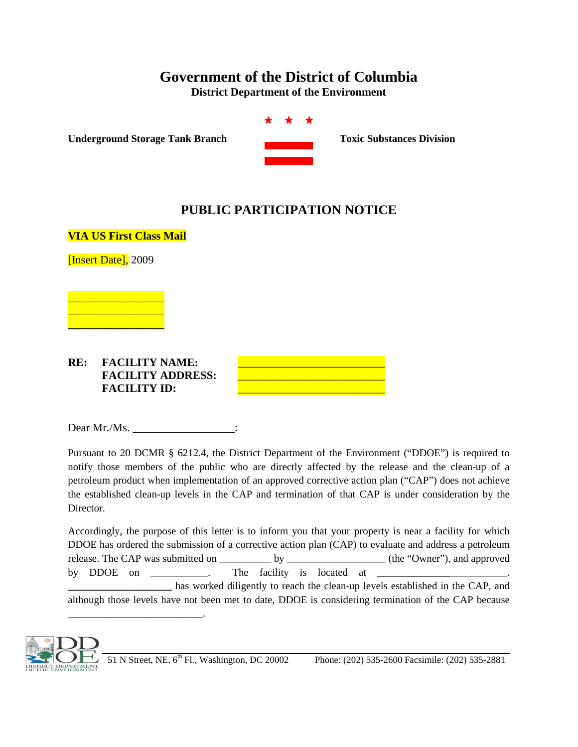# Government of the District of Columbia

**District Department of the Environment**

**Underground Storage Tank Branch** **Toxic Substances Division**

## PUBLIC PARTICIPATION NOTICE

**VIA US First Class Mail**

[Insert Date], 2009

\_\_\_\_\_\_\_\_\_\_\_\_\_\_\_\_\_\_
\_\_\_\_\_\_\_\_\_\_\_\_\_\_\_\_\_\_
\_\_\_\_\_\_\_\_\_\_\_\_\_\_\_\_\_\_

**RE: FACILITY NAME:** \_\_\_\_\_\_\_\_\_\_\_\_\_\_\_\_\_\_\_\_\_\_\_\_\_\_
**FACILITY ADDRESS:** \_\_\_\_\_\_\_\_\_\_\_\_\_\_\_\_\_\_\_\_\_\_\_\_\_\_
**FACILITY ID:** \_\_\_\_\_\_\_\_\_\_\_\_\_\_\_\_\_\_\_\_\_\_\_\_\_\_

Dear Mr./Ms. \_\_\_\_\_\_\_\_\_\_\_\_\_\_\_\_\_\_:

Pursuant to 20 DCMR § 6212.4, the District Department of the Environment ("DDOE") is required to notify those members of the public who are directly affected by the release and the clean-up of a petroleum product when implementation of an approved corrective action plan ("CAP") does not achieve the established clean-up levels in the CAP and termination of that CAP is under consideration by the Director.

Accordingly, the purpose of this letter is to inform you that your property is near a facility for which DDOE has ordered the submission of a corrective action plan (CAP) to evaluate and address a petroleum release. The CAP was submitted on \_\_\_\_\_\_\_\_\_\_ by \_\_\_\_\_\_\_\_\_\_\_\_\_\_\_\_\_\_\_ (the "Owner"), and approved by DDOE on \_\_\_\_\_\_\_\_\_\_\_. The facility is located at \_\_\_\_\_\_\_\_\_\_\_\_\_\_\_\_\_\_\_\_\_\_\_\_\_\_. \_\_\_\_\_\_\_\_\_\_\_\_\_\_\_\_\_\_\_\_ has worked diligently to reach the clean-up levels established in the CAP, and although those levels have not been met to date, DDOE is considering termination of the CAP because \_\_\_\_\_\_\_\_\_\_\_\_\_\_\_\_\_\_\_\_\_\_\_\_\_\_.

51 N Street, NE, 6th Fl., Washington, DC 20002 Phone: (202) 535-2600 Facsimile: (202) 535-2881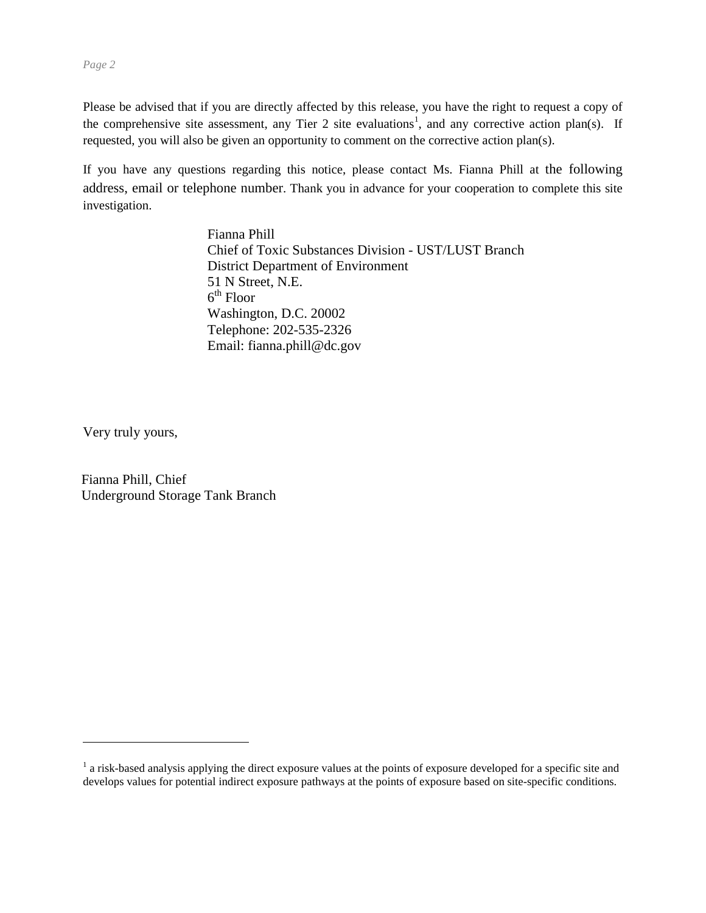Please be advised that if you are directly affected by this release, you have the right to request a copy of the comprehensive site assessment, any Tier 2 site evaluations[1], and any corrective action plan(s). If requested, you will also be given an opportunity to comment on the corrective action plan(s).

If you have any questions regarding this notice, please contact Ms. Fianna Phill at the following address, email or telephone number. Thank you in advance for your cooperation to complete this site investigation.

Fianna Phill  
Chief of Toxic Substances Division - UST/LUST Branch  
District Department of Environment  
51 N Street, N.E.  
6th Floor  
Washington, D.C. 20002  
Telephone: 202-535-2326  
Email: fianna.phill@dc.gov

Very truly yours,

Fianna Phill, Chief  
Underground Storage Tank Branch

---

[1] a risk-based analysis applying the direct exposure values at the points of exposure developed for a specific site and develops values for potential indirect exposure pathways at the points of exposure based on site-specific conditions.